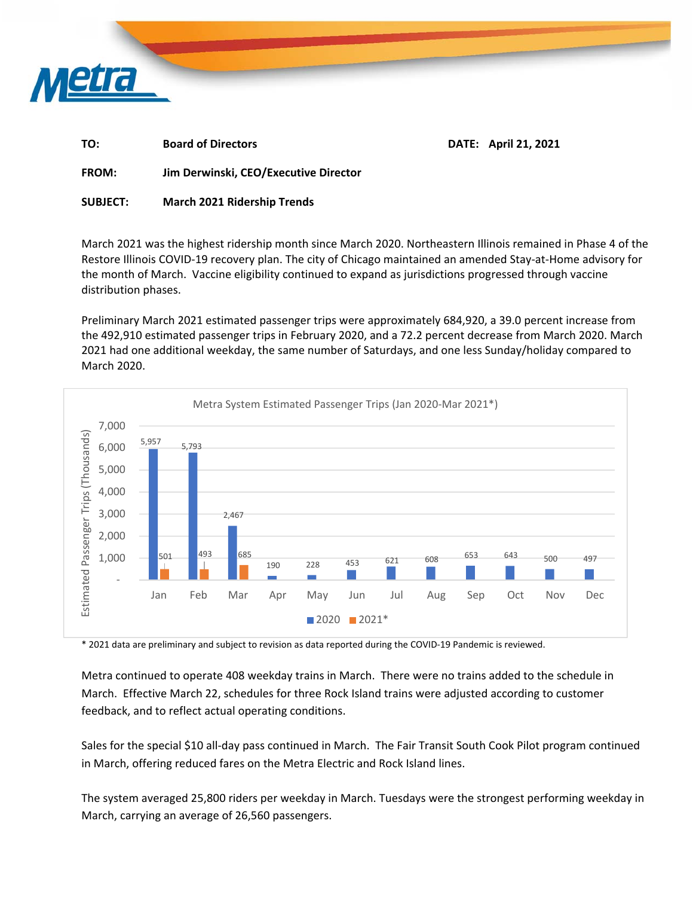| | |
|---|---|
| **TO:** | **Board of Directors** |
| **FROM:** | **Jim Derwinski, CEO/Executive Director** |
| **SUBJECT:** | **March 2021 Ridership Trends** |

**DATE: April 21, 2021**

March 2021 was the highest ridership month since March 2020. Northeastern Illinois remained in Phase 4 of the Restore Illinois COVID-19 recovery plan. The city of Chicago maintained an amended Stay-at-Home advisory for the month of March. Vaccine eligibility continued to expand as jurisdictions progressed through vaccine distribution phases.

Preliminary March 2021 estimated passenger trips were approximately 684,920, a 39.0 percent increase from the 492,910 estimated passenger trips in February 2020, and a 72.2 percent decrease from March 2020. March 2021 had one additional weekday, the same number of Saturdays, and one less Sunday/holiday compared to March 2020.

**Metra System Estimated Passenger Trips (Jan 2020-Mar 2021*)**

Estimated Passenger Trips (Thousands)

| Month | 2020 | 2021* |
|---|---|---|
| Jan | 5,957 | 501 |
| Feb | 5,793 | 493 |
| Mar | 2,467 | 685 |
| Apr | 190 | |
| May | 228 | |
| Jun | 453 | |
| Jul | 621 | |
| Aug | 608 | |
| Sep | 653 | |
| Oct | 643 | |
| Nov | 500 | |
| Dec | 497 | |

\* 2021 data are preliminary and subject to revision as data reported during the COVID-19 Pandemic is reviewed.

Metra continued to operate 408 weekday trains in March. There were no trains added to the schedule in March. Effective March 22, schedules for three Rock Island trains were adjusted according to customer feedback, and to reflect actual operating conditions.

Sales for the special $10 all-day pass continued in March. The Fair Transit South Cook Pilot program continued in March, offering reduced fares on the Metra Electric and Rock Island lines.

The system averaged 25,800 riders per weekday in March. Tuesdays were the strongest performing weekday in March, carrying an average of 26,560 passengers.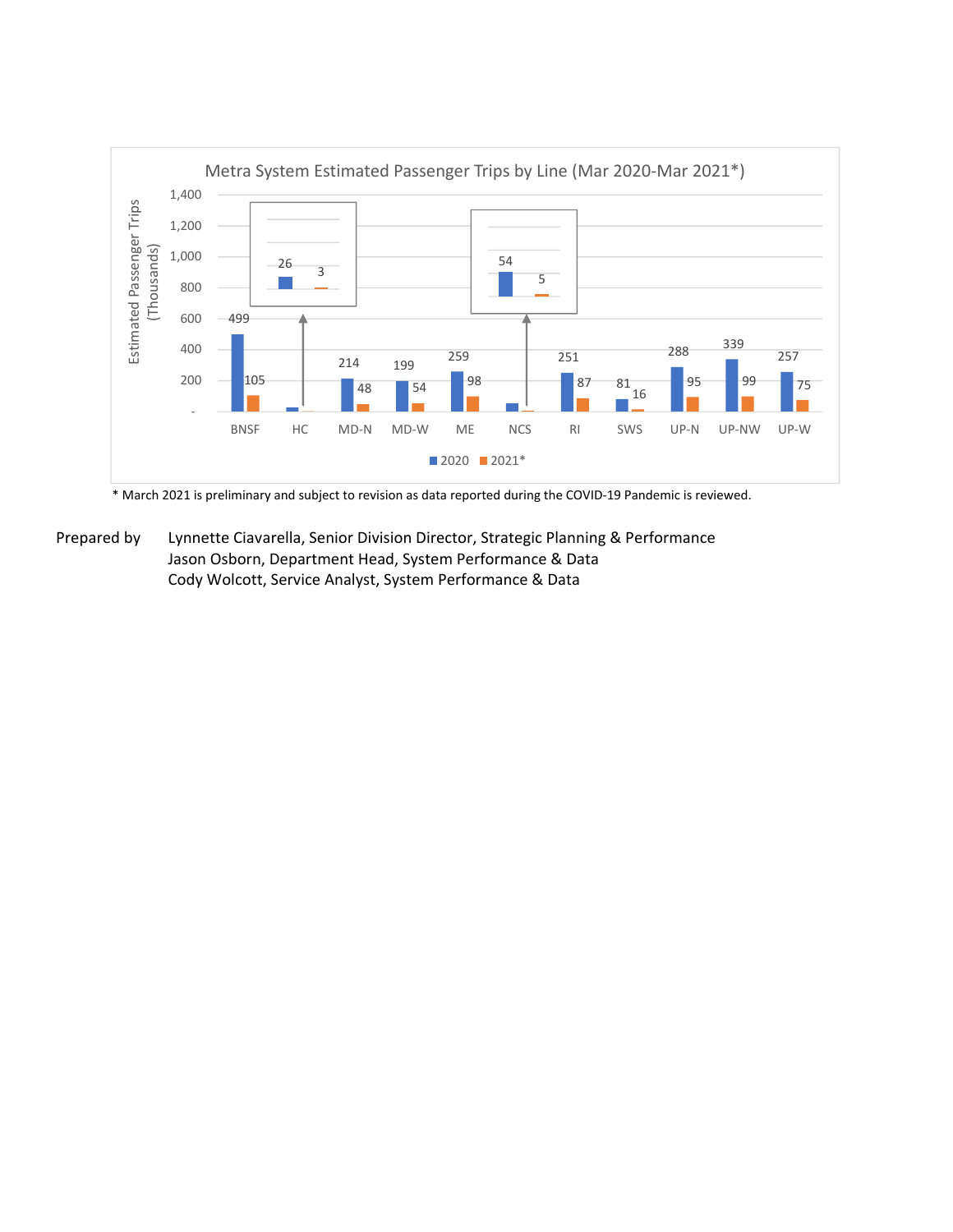Metra System Estimated Passenger Trips by Line (Mar 2020-Mar 2021*)

Estimated Passenger Trips (Thousands)

1,400
1,200
1,000
800
600
400
200
-

BNSF: 499, 105
HC: 26, 3
MD-N: 214, 48
MD-W: 199, 54
ME: 259, 98
NCS: 54, 5
RI: 251, 87
SWS: 81, 16
UP-N: 288, 95
UP-NW: 339, 99
UP-W: 257, 75

2020 2021*

\* March 2021 is preliminary and subject to revision as data reported during the COVID-19 Pandemic is reviewed.

Prepared by Lynnette Ciavarella, Senior Division Director, Strategic Planning & Performance
Jason Osborn, Department Head, System Performance & Data
Cody Wolcott, Service Analyst, System Performance & Data